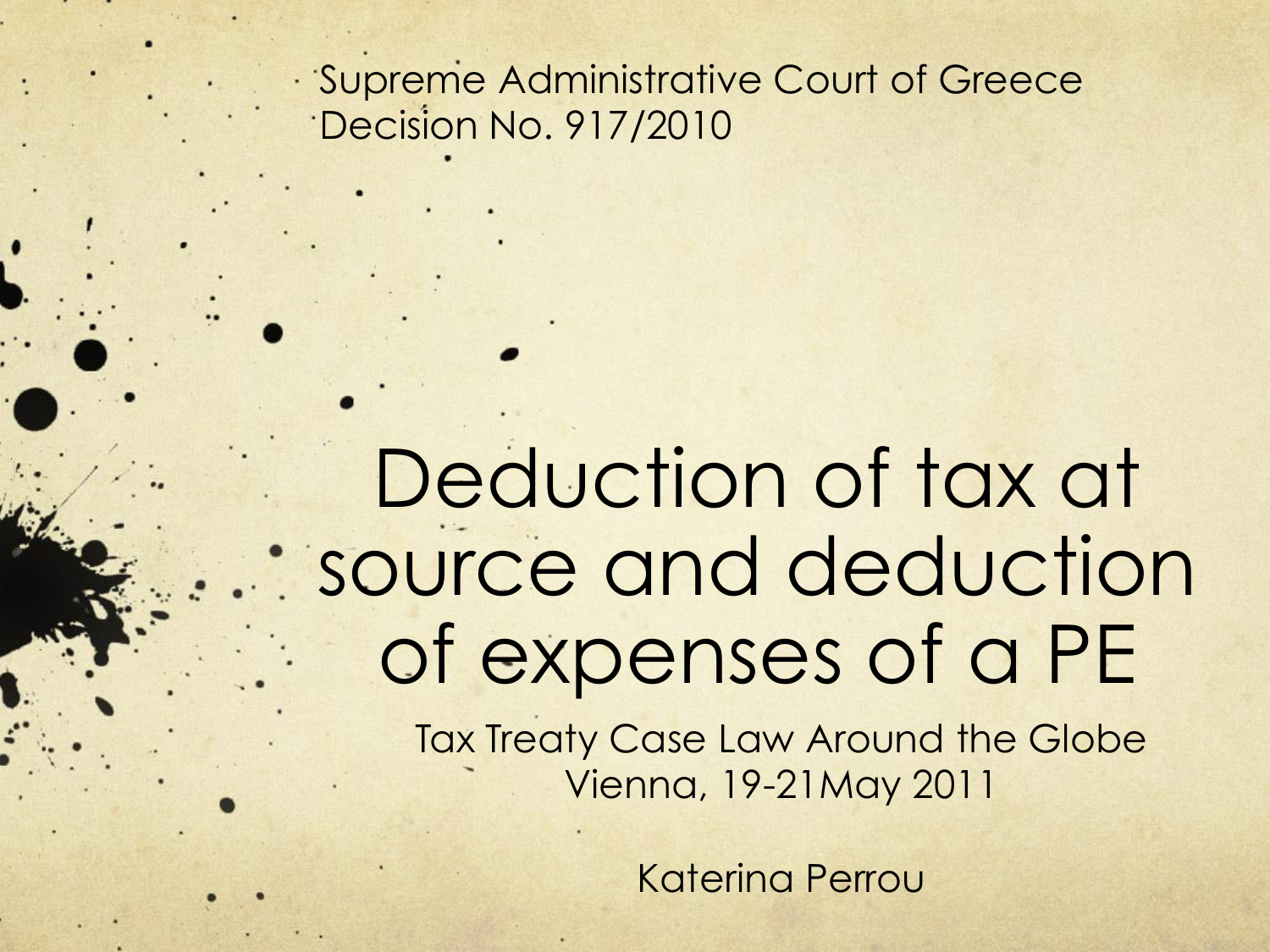Supreme Administrative Court of Greece
Decision No. 917/2010

# Deduction of tax at source and deduction of expenses of a PE

Tax Treaty Case Law Around the Globe
Vienna, 19-21May 2011

Katerina Perrou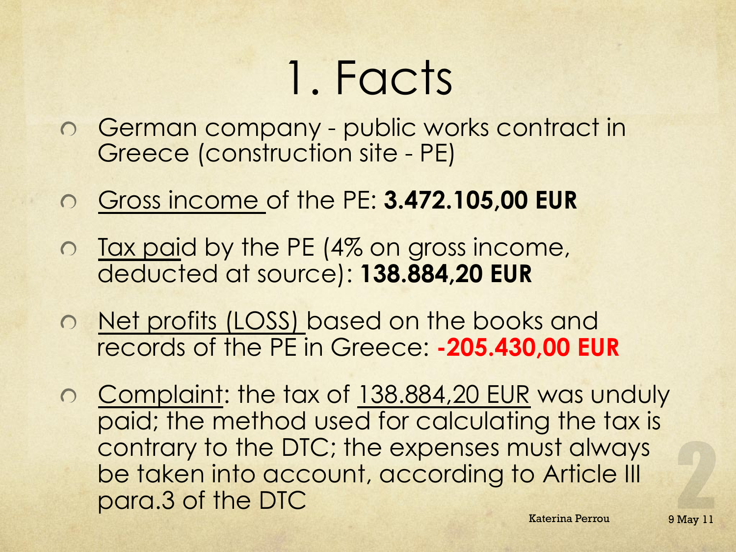# 1. Facts

- German company - public works contract in Greece (construction site - PE)
- Gross income of the PE: **3.472.105,00 EUR**
- Tax paid by the PE (4% on gross income, deducted at source): **138.884,20 EUR**
- Net profits (LOSS) based on the books and records of the PE in Greece: **-205.430,00 EUR**
- Complaint: the tax of 138.884,20 EUR was unduly paid; the method used for calculating the tax is contrary to the DTC; the expenses must always be taken into account, according to Article III para.3 of the DTC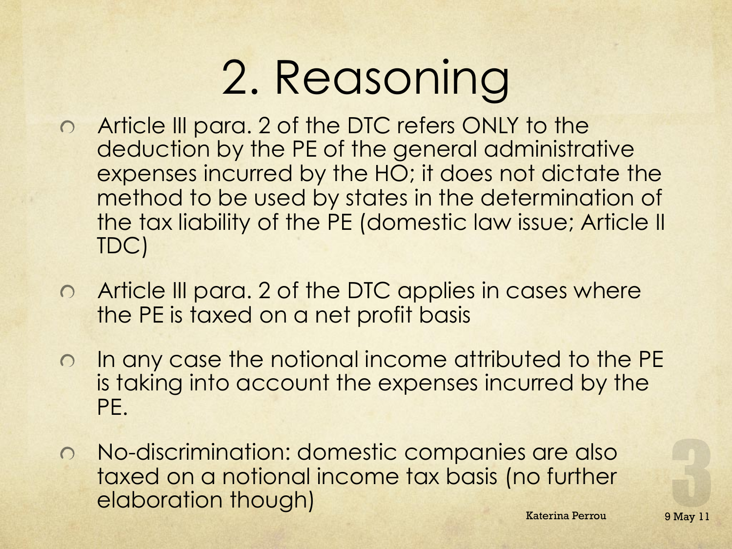# 2. Reasoning

- Article III para. 2 of the DTC refers ONLY to the deduction by the PE of the general administrative expenses incurred by the HO; it does not dictate the method to be used by states in the determination of the tax liability of the PE (domestic law issue; Article II TDC)
- Article III para. 2 of the DTC applies in cases where the PE is taxed on a net profit basis
- In any case the notional income attributed to the PE is taking into account the expenses incurred by the PE.
- No-discrimination: domestic companies are also taxed on a notional income tax basis (no further elaboration though)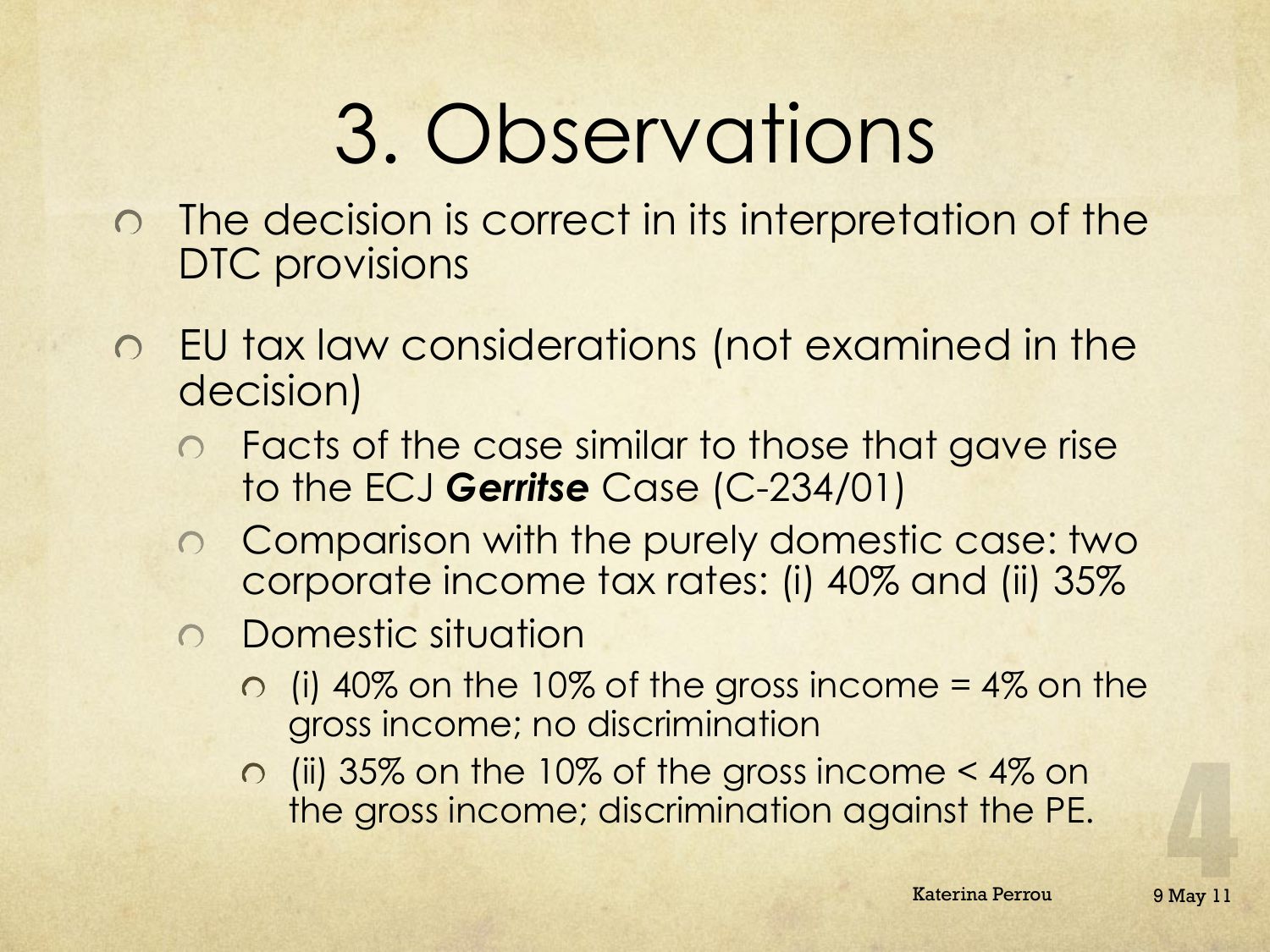# 3. Observations

- The decision is correct in its interpretation of the DTC provisions
- EU tax law considerations (not examined in the decision)
  - Facts of the case similar to those that gave rise to the ECJ ***Gerritse*** Case (C-234/01)
  - Comparison with the purely domestic case: two corporate income tax rates: (i) 40% and (ii) 35%
  - Domestic situation
    - (i) 40% on the 10% of the gross income = 4% on the gross income; no discrimination
    - (ii) 35% on the 10% of the gross income < 4% on the gross income; discrimination against the PE.